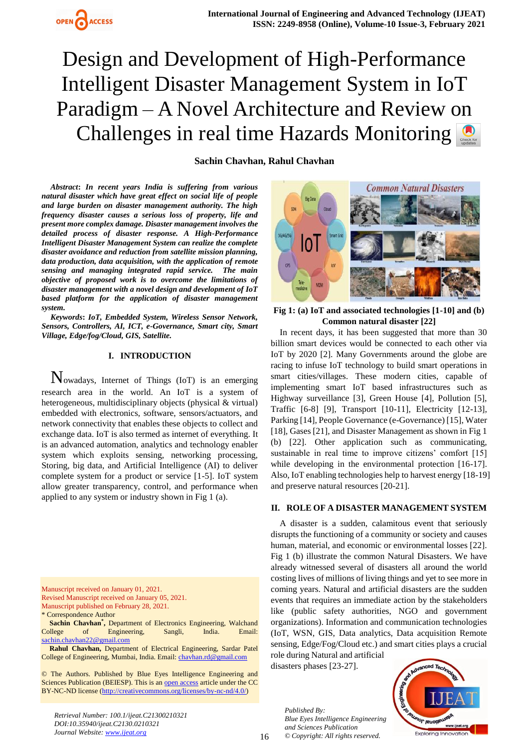# Design and Development of High-Performance Intelligent Disaster Management System in IoT Paradigm – A Novel Architecture and Review on Challenges in real time Hazards Monitoring

**Sachin Chavhan, Rahul Chavhan**

***Abstract*: In recent years India is suffering from various natural disaster which have great effect on social life of people and large burden on disaster management authority. The high frequency disaster causes a serious loss of property, life and present more complex damage. Disaster management involves the detailed process of disaster response. A High-Performance Intelligent Disaster Management System can realize the complete disaster avoidance and reduction from satellite mission planning, data production, data acquisition, with the application of remote sensing and managing integrated rapid service. The main objective of proposed work is to overcome the limitations of disaster management with a novel design and development of IoT based platform for the application of disaster management system.***

***Keywords*: IoT, Embedded System, Wireless Sensor Network, Sensors, Controllers, AI, ICT, e-Governance, Smart city, Smart Village, Edge/fog/Cloud, GIS, Satellite.**

## I. INTRODUCTION

Nowadays, Internet of Things (IoT) is an emerging research area in the world. An IoT is a system of heterogeneous, multidisciplinary objects (physical & virtual) embedded with electronics, software, sensors/actuators, and network connectivity that enables these objects to collect and exchange data. IoT is also termed as internet of everything. It is an advanced automation, analytics and technology enabler system which exploits sensing, networking processing, Storing, big data, and Artificial Intelligence (AI) to deliver complete system for a product or service [1-5]. IoT system allow greater transparency, control, and performance when applied to any system or industry shown in Fig 1 (a).

**Fig 1: (a) IoT and associated technologies [1-10] and (b) Common natural disaster [22]**

In recent days, it has been suggested that more than 30 billion smart devices would be connected to each other via IoT by 2020 [2]. Many Governments around the globe are racing to infuse IoT technology to build smart operations in smart cities/villages. These modern cities, capable of implementing smart IoT based infrastructures such as Highway surveillance [3], Green House [4], Pollution [5], Traffic [6-8] [9], Transport [10-11], Electricity [12-13], Parking [14], People Governance (e-Governance) [15], Water [18], Gases [21], and Disaster Management as shown in Fig 1 (b) [22]. Other application such as communicating, sustainable in real time to improve citizens' comfort [15] while developing in the environmental protection [16-17]. Also, IoT enabling technologies help to harvest energy [18-19] and preserve natural resources [20-21].

## II. ROLE OF A DISASTER MANAGEMENT SYSTEM

A disaster is a sudden, calamitous event that seriously disrupts the functioning of a community or society and causes human, material, and economic or environmental losses [22]. Fig 1 (b) illustrate the common Natural Disasters. We have already witnessed several of disasters all around the world costing lives of millions of living things and yet to see more in coming years. Natural and artificial disasters are the sudden events that requires an immediate action by the stakeholders like (public safety authorities, NGO and government organizations). Information and communication technologies (IoT, WSN, GIS, Data analytics, Data acquisition Remote sensing, Edge/Fog/Cloud etc.) and smart cities plays a crucial role during Natural and artificial disasters phases [23-27].

Manuscript received on January 01, 2021.
Revised Manuscript received on January 05, 2021.
Manuscript published on February 28, 2021.
\* Correspondence Author

**Sachin Chavhan\***, Department of Electronics Engineering, Walchand College of Engineering, Sangli, India. Email: sachin.chavhan22@gmail.com

**Rahul Chavhan,** Department of Electrical Engineering, Sardar Patel College of Engineering, Mumbai, India. Email: chavhan.rd@gmail.com

© The Authors. Published by Blue Eyes Intelligence Engineering and Sciences Publication (BEIESP). This is an open access article under the CC BY-NC-ND license (http://creativecommons.org/licenses/by-nc-nd/4.0/)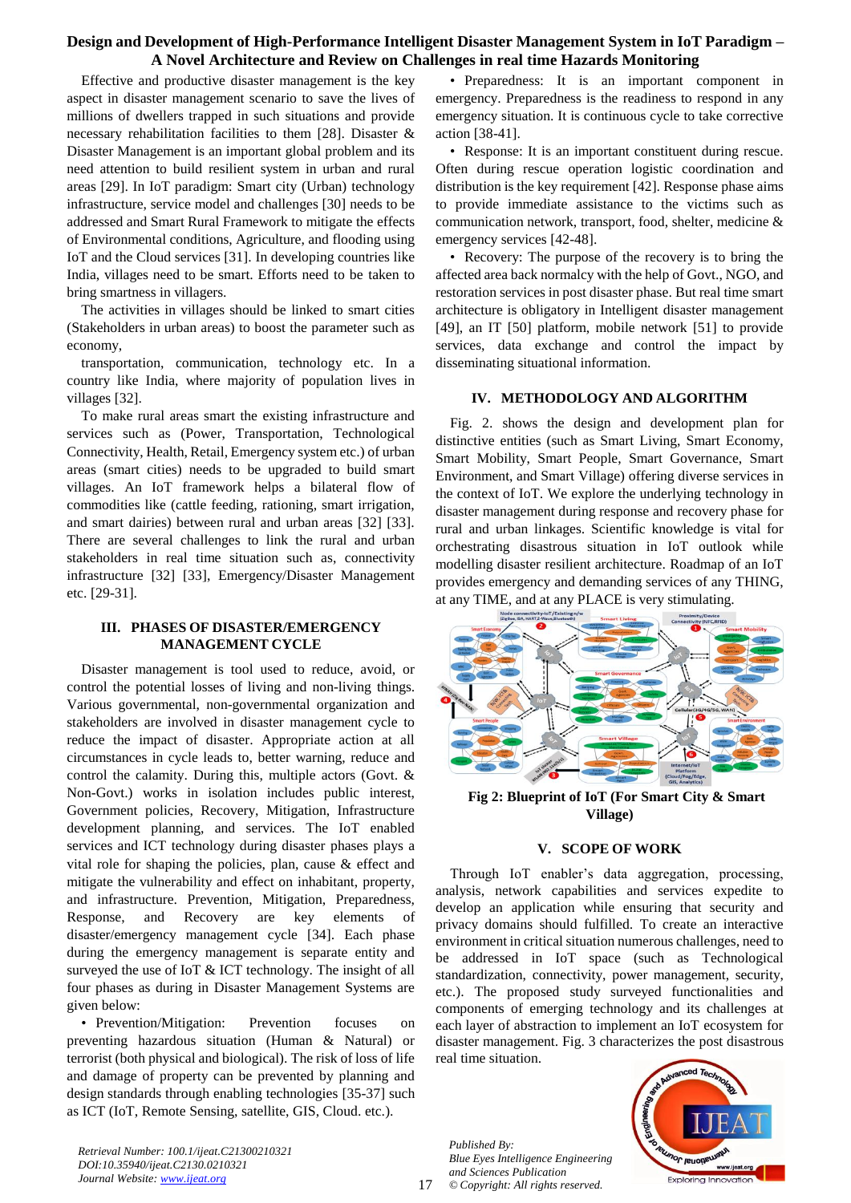Effective and productive disaster management is the key aspect in disaster management scenario to save the lives of millions of dwellers trapped in such situations and provide necessary rehabilitation facilities to them [28]. Disaster & Disaster Management is an important global problem and its need attention to build resilient system in urban and rural areas [29]. In IoT paradigm: Smart city (Urban) technology infrastructure, service model and challenges [30] needs to be addressed and Smart Rural Framework to mitigate the effects of Environmental conditions, Agriculture, and flooding using IoT and the Cloud services [31]. In developing countries like India, villages need to be smart. Efforts need to be taken to bring smartness in villagers.

The activities in villages should be linked to smart cities (Stakeholders in urban areas) to boost the parameter such as economy,

transportation, communication, technology etc. In a country like India, where majority of population lives in villages [32].

To make rural areas smart the existing infrastructure and services such as (Power, Transportation, Technological Connectivity, Health, Retail, Emergency system etc.) of urban areas (smart cities) needs to be upgraded to build smart villages. An IoT framework helps a bilateral flow of commodities like (cattle feeding, rationing, smart irrigation, and smart dairies) between rural and urban areas [32] [33]. There are several challenges to link the rural and urban stakeholders in real time situation such as, connectivity infrastructure [32] [33], Emergency/Disaster Management etc. [29-31].

## III. PHASES OF DISASTER/EMERGENCY MANAGEMENT CYCLE

Disaster management is tool used to reduce, avoid, or control the potential losses of living and non-living things. Various governmental, non-governmental organization and stakeholders are involved in disaster management cycle to reduce the impact of disaster. Appropriate action at all circumstances in cycle leads to, better warning, reduce and control the calamity. During this, multiple actors (Govt. & Non-Govt.) works in isolation includes public interest, Government policies, Recovery, Mitigation, Infrastructure development planning, and services. The IoT enabled services and ICT technology during disaster phases plays a vital role for shaping the policies, plan, cause & effect and mitigate the vulnerability and effect on inhabitant, property, and infrastructure. Prevention, Mitigation, Preparedness, Response, and Recovery are key elements of disaster/emergency management cycle [34]. Each phase during the emergency management is separate entity and surveyed the use of IoT & ICT technology. The insight of all four phases as during in Disaster Management Systems are given below:

- Prevention/Mitigation: Prevention focuses on preventing hazardous situation (Human & Natural) or terrorist (both physical and biological). The risk of loss of life and damage of property can be prevented by planning and design standards through enabling technologies [35-37] such as ICT (IoT, Remote Sensing, satellite, GIS, Cloud. etc.).
- Preparedness: It is an important component in emergency. Preparedness is the readiness to respond in any emergency situation. It is continuous cycle to take corrective action [38-41].
- Response: It is an important constituent during rescue. Often during rescue operation logistic coordination and distribution is the key requirement [42]. Response phase aims to provide immediate assistance to the victims such as communication network, transport, food, shelter, medicine & emergency services [42-48].
- Recovery: The purpose of the recovery is to bring the affected area back normalcy with the help of Govt., NGO, and restoration services in post disaster phase. But real time smart architecture is obligatory in Intelligent disaster management [49], an IT [50] platform, mobile network [51] to provide services, data exchange and control the impact by disseminating situational information.

## IV. METHODOLOGY AND ALGORITHM

Fig. 2. shows the design and development plan for distinctive entities (such as Smart Living, Smart Economy, Smart Mobility, Smart People, Smart Governance, Smart Environment, and Smart Village) offering diverse services in the context of IoT. We explore the underlying technology in disaster management during response and recovery phase for rural and urban linkages. Scientific knowledge is vital for orchestrating disastrous situation in IoT outlook while modelling disaster resilient architecture. Roadmap of an IoT provides emergency and demanding services of any THING, at any TIME, and at any PLACE is very stimulating.

**Fig 2: Blueprint of IoT (For Smart City & Smart Village)**

## V. SCOPE OF WORK

Through IoT enabler's data aggregation, processing, analysis, network capabilities and services expedite to develop an application while ensuring that security and privacy domains should fulfilled. To create an interactive environment in critical situation numerous challenges, need to be addressed in IoT space (such as Technological standardization, connectivity, power management, security, etc.). The proposed study surveyed functionalities and components of emerging technology and its challenges at each layer of abstraction to implement an IoT ecosystem for disaster management. Fig. 3 characterizes the post disastrous real time situation.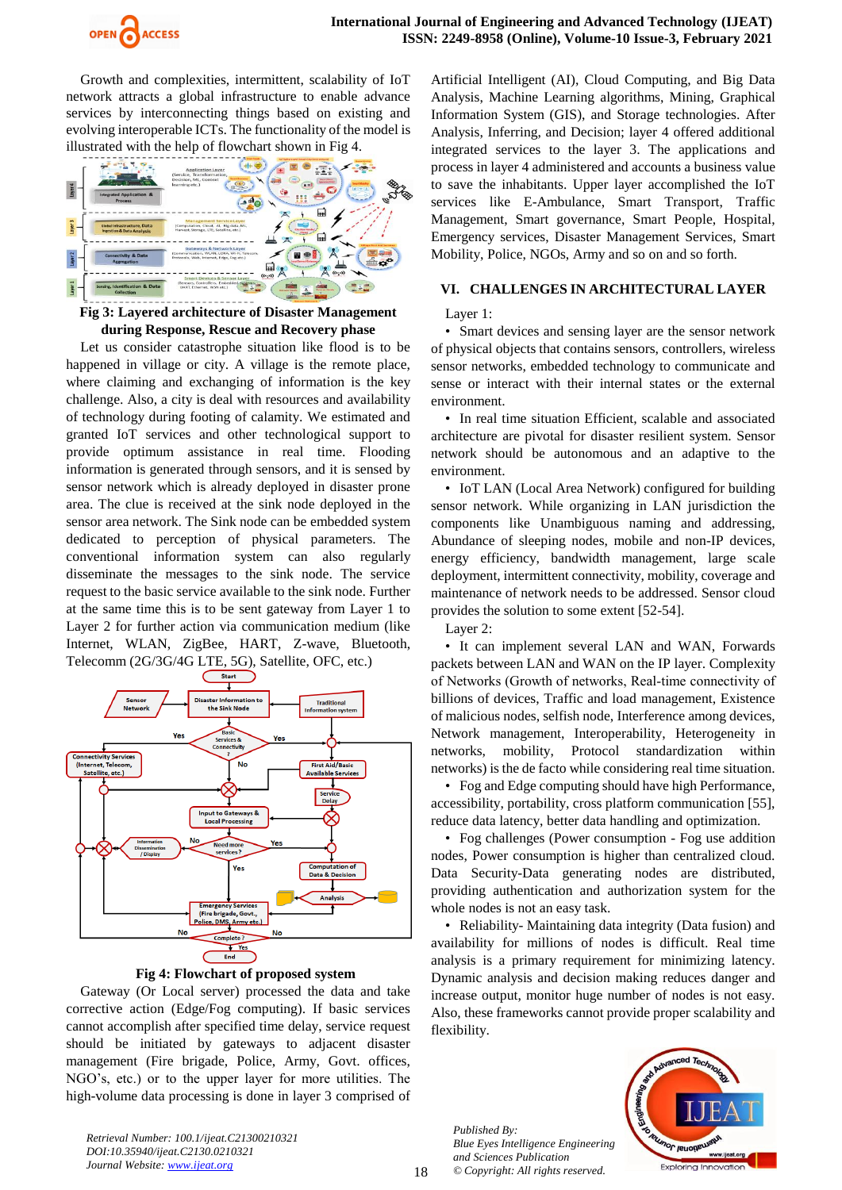Growth and complexities, intermittent, scalability of IoT network attracts a global infrastructure to enable advance services by interconnecting things based on existing and evolving interoperable ICTs. The functionality of the model is illustrated with the help of flowchart shown in Fig 4.

**Fig 3: Layered architecture of Disaster Management during Response, Rescue and Recovery phase**

Let us consider catastrophe situation like flood is to be happened in village or city. A village is the remote place, where claiming and exchanging of information is the key challenge. Also, a city is deal with resources and availability of technology during footing of calamity. We estimated and granted IoT services and other technological support to provide optimum assistance in real time. Flooding information is generated through sensors, and it is sensed by sensor network which is already deployed in disaster prone area. The clue is received at the sink node deployed in the sensor area network. The Sink node can be embedded system dedicated to perception of physical parameters. The conventional information system can also regularly disseminate the messages to the sink node. The service request to the basic service available to the sink node. Further at the same time this is to be sent gateway from Layer 1 to Layer 2 for further action via communication medium (like Internet, WLAN, ZigBee, HART, Z-wave, Bluetooth, Telecomm (2G/3G/4G LTE, 5G), Satellite, OFC, etc.)

**Fig 4: Flowchart of proposed system**

Gateway (Or Local server) processed the data and take corrective action (Edge/Fog computing). If basic services cannot accomplish after specified time delay, service request should be initiated by gateways to adjacent disaster management (Fire brigade, Police, Army, Govt. offices, NGO's, etc.) or to the upper layer for more utilities. The high-volume data processing is done in layer 3 comprised of Artificial Intelligent (AI), Cloud Computing, and Big Data Analysis, Machine Learning algorithms, Mining, Graphical Information System (GIS), and Storage technologies. After Analysis, Inferring, and Decision; layer 4 offered additional integrated services to the layer 3. The applications and process in layer 4 administered and accounts a business value to save the inhabitants. Upper layer accomplished the IoT services like E-Ambulance, Smart Transport, Traffic Management, Smart governance, Smart People, Hospital, Emergency services, Disaster Management Services, Smart Mobility, Police, NGOs, Army and so on and so forth.

## VI. CHALLENGES IN ARCHITECTURAL LAYER

Layer 1:

- Smart devices and sensing layer are the sensor network of physical objects that contains sensors, controllers, wireless sensor networks, embedded technology to communicate and sense or interact with their internal states or the external environment.
- In real time situation Efficient, scalable and associated architecture are pivotal for disaster resilient system. Sensor network should be autonomous and an adaptive to the environment.
- IoT LAN (Local Area Network) configured for building sensor network. While organizing in LAN jurisdiction the components like Unambiguous naming and addressing, Abundance of sleeping nodes, mobile and non-IP devices, energy efficiency, bandwidth management, large scale deployment, intermittent connectivity, mobility, coverage and maintenance of network needs to be addressed. Sensor cloud provides the solution to some extent [52-54].

Layer 2:

- It can implement several LAN and WAN, Forwards packets between LAN and WAN on the IP layer. Complexity of Networks (Growth of networks, Real-time connectivity of billions of devices, Traffic and load management, Existence of malicious nodes, selfish node, Interference among devices, Network management, Interoperability, Heterogeneity in networks, mobility, Protocol standardization within networks) is the de facto while considering real time situation.
- Fog and Edge computing should have high Performance, accessibility, portability, cross platform communication [55], reduce data latency, better data handling and optimization.
- Fog challenges (Power consumption - Fog use addition nodes, Power consumption is higher than centralized cloud. Data Security-Data generating nodes are distributed, providing authentication and authorization system for the whole nodes is not an easy task.
- Reliability- Maintaining data integrity (Data fusion) and availability for millions of nodes is difficult. Real time analysis is a primary requirement for minimizing latency. Dynamic analysis and decision making reduces danger and increase output, monitor huge number of nodes is not easy. Also, these frameworks cannot provide proper scalability and flexibility.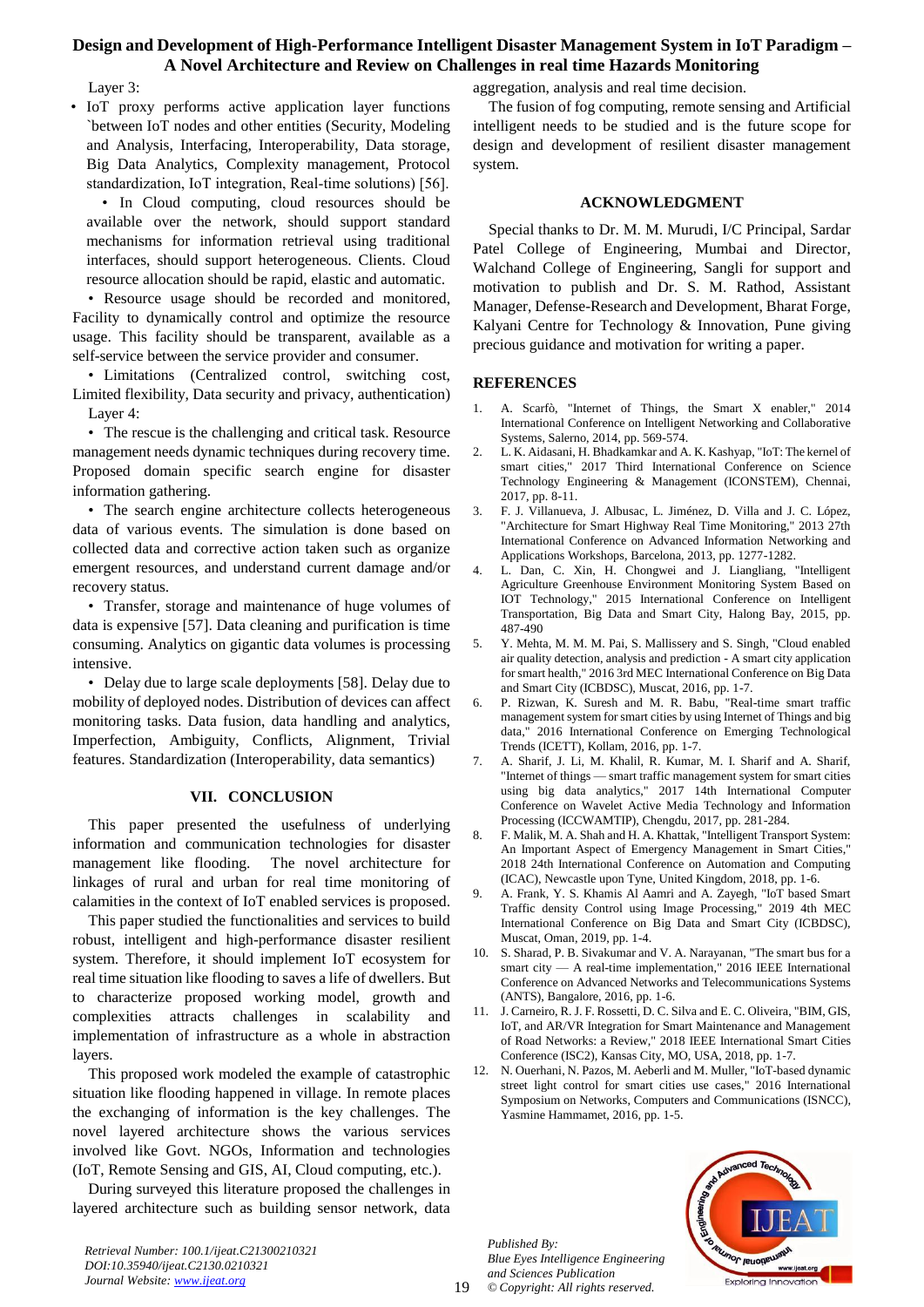Layer 3:

- IoT proxy performs active application layer functions `between IoT nodes and other entities (Security, Modeling and Analysis, Interfacing, Interoperability, Data storage, Big Data Analytics, Complexity management, Protocol standardization, IoT integration, Real-time solutions) [56].

• In Cloud computing, cloud resources should be available over the network, should support standard mechanisms for information retrieval using traditional interfaces, should support heterogeneous. Clients. Cloud resource allocation should be rapid, elastic and automatic.

• Resource usage should be recorded and monitored, Facility to dynamically control and optimize the resource usage. This facility should be transparent, available as a self-service between the service provider and consumer.

• Limitations (Centralized control, switching cost, Limited flexibility, Data security and privacy, authentication)

Layer 4:

• The rescue is the challenging and critical task. Resource management needs dynamic techniques during recovery time. Proposed domain specific search engine for disaster information gathering.

• The search engine architecture collects heterogeneous data of various events. The simulation is done based on collected data and corrective action taken such as organize emergent resources, and understand current damage and/or recovery status.

• Transfer, storage and maintenance of huge volumes of data is expensive [57]. Data cleaning and purification is time consuming. Analytics on gigantic data volumes is processing intensive.

• Delay due to large scale deployments [58]. Delay due to mobility of deployed nodes. Distribution of devices can affect monitoring tasks. Data fusion, data handling and analytics, Imperfection, Ambiguity, Conflicts, Alignment, Trivial features. Standardization (Interoperability, data semantics)

## VII. CONCLUSION

This paper presented the usefulness of underlying information and communication technologies for disaster management like flooding. The novel architecture for linkages of rural and urban for real time monitoring of calamities in the context of IoT enabled services is proposed.

This paper studied the functionalities and services to build robust, intelligent and high-performance disaster resilient system. Therefore, it should implement IoT ecosystem for real time situation like flooding to saves a life of dwellers. But to characterize proposed working model, growth and complexities attracts challenges in scalability and implementation of infrastructure as a whole in abstraction layers.

This proposed work modeled the example of catastrophic situation like flooding happened in village. In remote places the exchanging of information is the key challenges. The novel layered architecture shows the various services involved like Govt. NGOs, Information and technologies (IoT, Remote Sensing and GIS, AI, Cloud computing, etc.).

During surveyed this literature proposed the challenges in layered architecture such as building sensor network, data aggregation, analysis and real time decision.

The fusion of fog computing, remote sensing and Artificial intelligent needs to be studied and is the future scope for design and development of resilient disaster management system.

## ACKNOWLEDGMENT

Special thanks to Dr. M. M. Murudi, I/C Principal, Sardar Patel College of Engineering, Mumbai and Director, Walchand College of Engineering, Sangli for support and motivation to publish and Dr. S. M. Rathod, Assistant Manager, Defense-Research and Development, Bharat Forge, Kalyani Centre for Technology & Innovation, Pune giving precious guidance and motivation for writing a paper.

## REFERENCES

1. A. Scarfò, "Internet of Things, the Smart X enabler," 2014 International Conference on Intelligent Networking and Collaborative Systems, Salerno, 2014, pp. 569-574.
2. L. K. Aidasani, H. Bhadkamkar and A. K. Kashyap, "IoT: The kernel of smart cities," 2017 Third International Conference on Science Technology Engineering & Management (ICONSTEM), Chennai, 2017, pp. 8-11.
3. F. J. Villanueva, J. Albusac, L. Jiménez, D. Villa and J. C. López, "Architecture for Smart Highway Real Time Monitoring," 2013 27th International Conference on Advanced Information Networking and Applications Workshops, Barcelona, 2013, pp. 1277-1282.
4. L. Dan, C. Xin, H. Chongwei and J. Liangliang, "Intelligent Agriculture Greenhouse Environment Monitoring System Based on IOT Technology," 2015 International Conference on Intelligent Transportation, Big Data and Smart City, Halong Bay, 2015, pp. 487-490
5. Y. Mehta, M. M. M. Pai, S. Mallissery and S. Singh, "Cloud enabled air quality detection, analysis and prediction - A smart city application for smart health," 2016 3rd MEC International Conference on Big Data and Smart City (ICBDSC), Muscat, 2016, pp. 1-7.
6. P. Rizwan, K. Suresh and M. R. Babu, "Real-time smart traffic management system for smart cities by using Internet of Things and big data," 2016 International Conference on Emerging Technological Trends (ICETT), Kollam, 2016, pp. 1-7.
7. A. Sharif, J. Li, M. Khalil, R. Kumar, M. I. Sharif and A. Sharif, "Internet of things — smart traffic management system for smart cities using big data analytics," 2017 14th International Computer Conference on Wavelet Active Media Technology and Information Processing (ICCWAMTIP), Chengdu, 2017, pp. 281-284.
8. F. Malik, M. A. Shah and H. A. Khattak, "Intelligent Transport System: An Important Aspect of Emergency Management in Smart Cities," 2018 24th International Conference on Automation and Computing (ICAC), Newcastle upon Tyne, United Kingdom, 2018, pp. 1-6.
9. A. Frank, Y. S. Khamis Al Aamri and A. Zayegh, "IoT based Smart Traffic density Control using Image Processing," 2019 4th MEC International Conference on Big Data and Smart City (ICBDSC), Muscat, Oman, 2019, pp. 1-4.
10. S. Sharad, P. B. Sivakumar and V. A. Narayanan, "The smart bus for a smart city — A real-time implementation," 2016 IEEE International Conference on Advanced Networks and Telecommunications Systems (ANTS), Bangalore, 2016, pp. 1-6.
11. J. Carneiro, R. J. F. Rossetti, D. C. Silva and E. C. Oliveira, "BIM, GIS, IoT, and AR/VR Integration for Smart Maintenance and Management of Road Networks: a Review," 2018 IEEE International Smart Cities Conference (ISC2), Kansas City, MO, USA, 2018, pp. 1-7.
12. N. Ouerhani, N. Pazos, M. Aeberli and M. Muller, "IoT-based dynamic street light control for smart cities use cases," 2016 International Symposium on Networks, Computers and Communications (ISNCC), Yasmine Hammamet, 2016, pp. 1-5.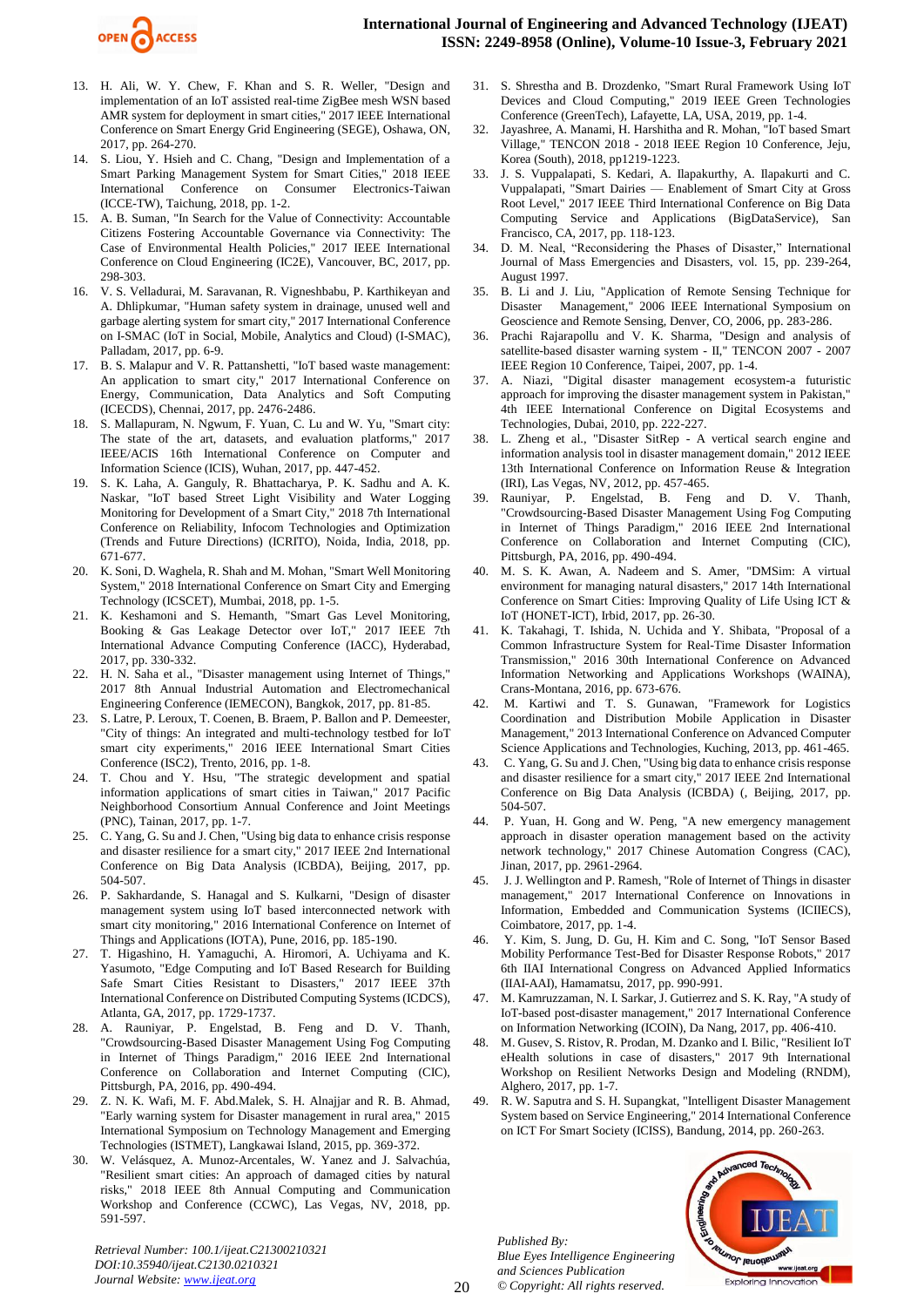13. H. Ali, W. Y. Chew, F. Khan and S. R. Weller, "Design and implementation of an IoT assisted real-time ZigBee mesh WSN based AMR system for deployment in smart cities," 2017 IEEE International Conference on Smart Energy Grid Engineering (SEGE), Oshawa, ON, 2017, pp. 264-270.
14. S. Liou, Y. Hsieh and C. Chang, "Design and Implementation of a Smart Parking Management System for Smart Cities," 2018 IEEE International Conference on Consumer Electronics-Taiwan (ICCE-TW), Taichung, 2018, pp. 1-2.
15. A. B. Suman, "In Search for the Value of Connectivity: Accountable Citizens Fostering Accountable Governance via Connectivity: The Case of Environmental Health Policies," 2017 IEEE International Conference on Cloud Engineering (IC2E), Vancouver, BC, 2017, pp. 298-303.
16. V. S. Velladurai, M. Saravanan, R. Vigneshbabu, P. Karthikeyan and A. Dhlipkumar, "Human safety system in drainage, unused well and garbage alerting system for smart city," 2017 International Conference on I-SMAC (IoT in Social, Mobile, Analytics and Cloud) (I-SMAC), Palladam, 2017, pp. 6-9.
17. B. S. Malapur and V. R. Pattanshetti, "IoT based waste management: An application to smart city," 2017 International Conference on Energy, Communication, Data Analytics and Soft Computing (ICECDS), Chennai, 2017, pp. 2476-2486.
18. S. Mallapuram, N. Ngwum, F. Yuan, C. Lu and W. Yu, "Smart city: The state of the art, datasets, and evaluation platforms," 2017 IEEE/ACIS 16th International Conference on Computer and Information Science (ICIS), Wuhan, 2017, pp. 447-452.
19. S. K. Laha, A. Ganguly, R. Bhattacharya, P. K. Sadhu and A. K. Naskar, "IoT based Street Light Visibility and Water Logging Monitoring for Development of a Smart City," 2018 7th International Conference on Reliability, Infocom Technologies and Optimization (Trends and Future Directions) (ICRITO), Noida, India, 2018, pp. 671-677.
20. K. Soni, D. Waghela, R. Shah and M. Mohan, "Smart Well Monitoring System," 2018 International Conference on Smart City and Emerging Technology (ICSCET), Mumbai, 2018, pp. 1-5.
21. K. Keshamoni and S. Hemanth, "Smart Gas Level Monitoring, Booking & Gas Leakage Detector over IoT," 2017 IEEE 7th International Advance Computing Conference (IACC), Hyderabad, 2017, pp. 330-332.
22. H. N. Saha et al., "Disaster management using Internet of Things," 2017 8th Annual Industrial Automation and Electromechanical Engineering Conference (IEMECON), Bangkok, 2017, pp. 81-85.
23. S. Latre, P. Leroux, T. Coenen, B. Braem, P. Ballon and P. Demeester, "City of things: An integrated and multi-technology testbed for IoT smart city experiments," 2016 IEEE International Smart Cities Conference (ISC2), Trento, 2016, pp. 1-8.
24. T. Chou and Y. Hsu, "The strategic development and spatial information applications of smart cities in Taiwan," 2017 Pacific Neighborhood Consortium Annual Conference and Joint Meetings (PNC), Tainan, 2017, pp. 1-7.
25. C. Yang, G. Su and J. Chen, "Using big data to enhance crisis response and disaster resilience for a smart city," 2017 IEEE 2nd International Conference on Big Data Analysis (ICBDA), Beijing, 2017, pp. 504-507.
26. P. Sakhardande, S. Hanagal and S. Kulkarni, "Design of disaster management system using IoT based interconnected network with smart city monitoring," 2016 International Conference on Internet of Things and Applications (IOTA), Pune, 2016, pp. 185-190.
27. T. Higashino, H. Yamaguchi, A. Hiromori, A. Uchiyama and K. Yasumoto, "Edge Computing and IoT Based Research for Building Safe Smart Cities Resistant to Disasters," 2017 IEEE 37th International Conference on Distributed Computing Systems (ICDCS), Atlanta, GA, 2017, pp. 1729-1737.
28. A. Rauniyar, P. Engelstad, B. Feng and D. V. Thanh, "Crowdsourcing-Based Disaster Management Using Fog Computing in Internet of Things Paradigm," 2016 IEEE 2nd International Conference on Collaboration and Internet Computing (CIC), Pittsburgh, PA, 2016, pp. 490-494.
29. Z. N. K. Wafi, M. F. Abd.Malek, S. H. Alnajjar and R. B. Ahmad, "Early warning system for Disaster management in rural area," 2015 International Symposium on Technology Management and Emerging Technologies (ISTMET), Langkawai Island, 2015, pp. 369-372.
30. W. Velásquez, A. Munoz-Arcentales, W. Yanez and J. Salvachúa, "Resilient smart cities: An approach of damaged cities by natural risks," 2018 IEEE 8th Annual Computing and Communication Workshop and Conference (CCWC), Las Vegas, NV, 2018, pp. 591-597.
31. S. Shrestha and B. Drozdenko, "Smart Rural Framework Using IoT Devices and Cloud Computing," 2019 IEEE Green Technologies Conference (GreenTech), Lafayette, LA, USA, 2019, pp. 1-4.
32. Jayashree, A. Manami, H. Harshitha and R. Mohan, "IoT based Smart Village," TENCON 2018 - 2018 IEEE Region 10 Conference, Jeju, Korea (South), 2018, pp1219-1223.
33. J. S. Vuppalapati, S. Kedari, A. Ilapakurthy, A. Ilapakurti and C. Vuppalapati, "Smart Dairies — Enablement of Smart City at Gross Root Level," 2017 IEEE Third International Conference on Big Data Computing Service and Applications (BigDataService), San Francisco, CA, 2017, pp. 118-123.
34. D. M. Neal, "Reconsidering the Phases of Disaster," International Journal of Mass Emergencies and Disasters, vol. 15, pp. 239-264, August 1997.
35. B. Li and J. Liu, "Application of Remote Sensing Technique for Disaster Management," 2006 IEEE International Symposium on Geoscience and Remote Sensing, Denver, CO, 2006, pp. 283-286.
36. Prachi Rajarapollu and V. K. Sharma, "Design and analysis of satellite-based disaster warning system - II," TENCON 2007 - 2007 IEEE Region 10 Conference, Taipei, 2007, pp. 1-4.
37. A. Niazi, "Digital disaster management ecosystem-a futuristic approach for improving the disaster management system in Pakistan," 4th IEEE International Conference on Digital Ecosystems and Technologies, Dubai, 2010, pp. 222-227.
38. L. Zheng et al., "Disaster SitRep - A vertical search engine and information analysis tool in disaster management domain," 2012 IEEE 13th International Conference on Information Reuse & Integration (IRI), Las Vegas, NV, 2012, pp. 457-465.
39. Rauniyar, P. Engelstad, B. Feng and D. V. Thanh, "Crowdsourcing-Based Disaster Management Using Fog Computing in Internet of Things Paradigm," 2016 IEEE 2nd International Conference on Collaboration and Internet Computing (CIC), Pittsburgh, PA, 2016, pp. 490-494.
40. M. S. K. Awan, A. Nadeem and S. Amer, "DMSim: A virtual environment for managing natural disasters," 2017 14th International Conference on Smart Cities: Improving Quality of Life Using ICT & IoT (HONET-ICT), Irbid, 2017, pp. 26-30.
41. K. Takahagi, T. Ishida, N. Uchida and Y. Shibata, "Proposal of a Common Infrastructure System for Real-Time Disaster Information Transmission," 2016 30th International Conference on Advanced Information Networking and Applications Workshops (WAINA), Crans-Montana, 2016, pp. 673-676.
42. M. Kartiwi and T. S. Gunawan, "Framework for Logistics Coordination and Distribution Mobile Application in Disaster Management," 2013 International Conference on Advanced Computer Science Applications and Technologies, Kuching, 2013, pp. 461-465.
43. C. Yang, G. Su and J. Chen, "Using big data to enhance crisis response and disaster resilience for a smart city," 2017 IEEE 2nd International Conference on Big Data Analysis (ICBDA) (, Beijing, 2017, pp. 504-507.
44. P. Yuan, H. Gong and W. Peng, "A new emergency management approach in disaster operation management based on the activity network technology," 2017 Chinese Automation Congress (CAC), Jinan, 2017, pp. 2961-2964.
45. J. J. Wellington and P. Ramesh, "Role of Internet of Things in disaster management," 2017 International Conference on Innovations in Information, Embedded and Communication Systems (ICIIECS), Coimbatore, 2017, pp. 1-4.
46. Y. Kim, S. Jung, D. Gu, H. Kim and C. Song, "IoT Sensor Based Mobility Performance Test-Bed for Disaster Response Robots," 2017 6th IIAI International Congress on Advanced Applied Informatics (IIAI-AAI), Hamamatsu, 2017, pp. 990-991.
47. M. Kamruzzaman, N. I. Sarkar, J. Gutierrez and S. K. Ray, "A study of IoT-based post-disaster management," 2017 International Conference on Information Networking (ICOIN), Da Nang, 2017, pp. 406-410.
48. M. Gusev, S. Ristov, R. Prodan, M. Dzanko and I. Bilic, "Resilient IoT eHealth solutions in case of disasters," 2017 9th International Workshop on Resilient Networks Design and Modeling (RNDM), Alghero, 2017, pp. 1-7.
49. R. W. Saputra and S. H. Supangkat, "Intelligent Disaster Management System based on Service Engineering," 2014 International Conference on ICT For Smart Society (ICISS), Bandung, 2014, pp. 260-263.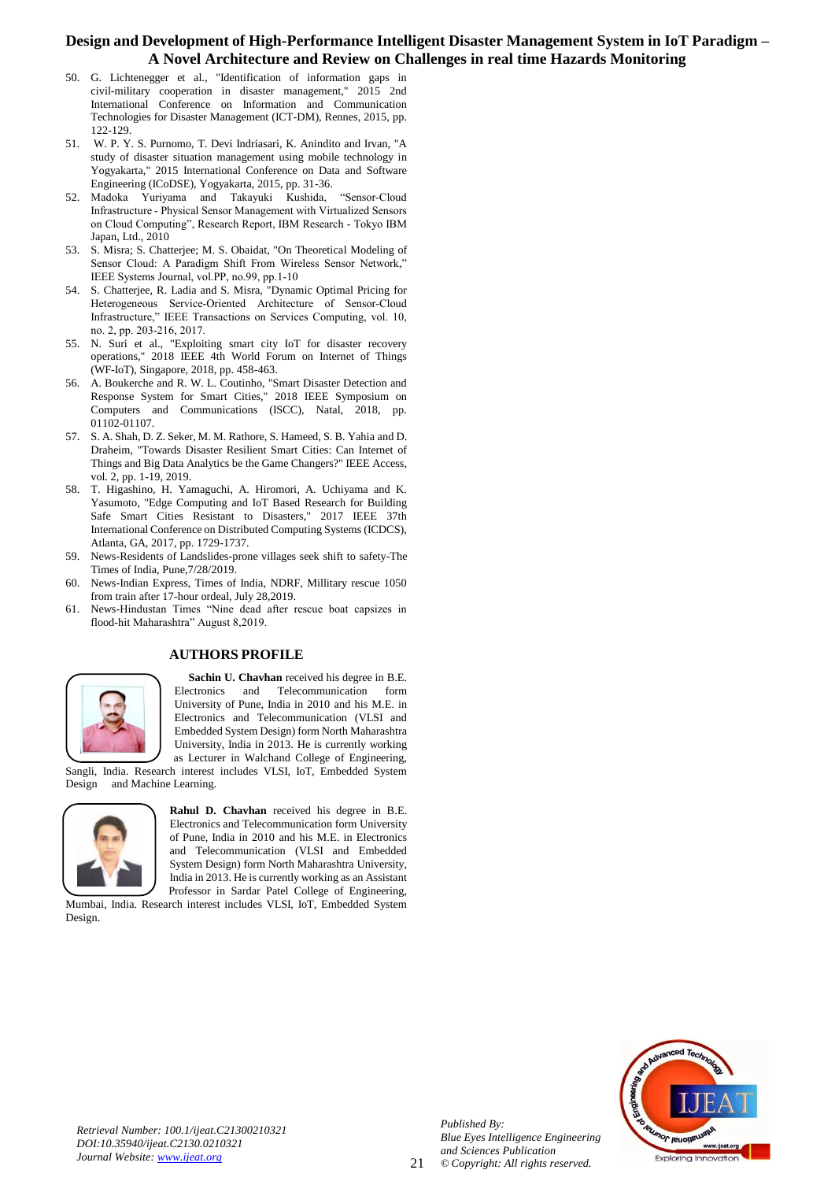50. G. Lichtenegger et al., "Identification of information gaps in civil-military cooperation in disaster management," 2015 2nd International Conference on Information and Communication Technologies for Disaster Management (ICT-DM), Rennes, 2015, pp. 122-129.
51. W. P. Y. S. Purnomo, T. Devi Indriasari, K. Anindito and Irvan, "A study of disaster situation management using mobile technology in Yogyakarta," 2015 International Conference on Data and Software Engineering (ICoDSE), Yogyakarta, 2015, pp. 31-36.
52. Madoka Yuriyama and Takayuki Kushida, "Sensor-Cloud Infrastructure - Physical Sensor Management with Virtualized Sensors on Cloud Computing", Research Report, IBM Research - Tokyo IBM Japan, Ltd., 2010
53. S. Misra; S. Chatterjee; M. S. Obaidat, "On Theoretical Modeling of Sensor Cloud: A Paradigm Shift From Wireless Sensor Network," IEEE Systems Journal, vol.PP, no.99, pp.1-10
54. S. Chatterjee, R. Ladia and S. Misra, "Dynamic Optimal Pricing for Heterogeneous Service-Oriented Architecture of Sensor-Cloud Infrastructure," IEEE Transactions on Services Computing, vol. 10, no. 2, pp. 203-216, 2017.
55. N. Suri et al., "Exploiting smart city IoT for disaster recovery operations," 2018 IEEE 4th World Forum on Internet of Things (WF-IoT), Singapore, 2018, pp. 458-463.
56. A. Boukerche and R. W. L. Coutinho, "Smart Disaster Detection and Response System for Smart Cities," 2018 IEEE Symposium on Computers and Communications (ISCC), Natal, 2018, pp. 01102-01107.
57. S. A. Shah, D. Z. Seker, M. M. Rathore, S. Hameed, S. B. Yahia and D. Draheim, "Towards Disaster Resilient Smart Cities: Can Internet of Things and Big Data Analytics be the Game Changers?" IEEE Access, vol. 2, pp. 1-19, 2019.
58. T. Higashino, H. Yamaguchi, A. Hiromori, A. Uchiyama and K. Yasumoto, "Edge Computing and IoT Based Research for Building Safe Smart Cities Resistant to Disasters," 2017 IEEE 37th International Conference on Distributed Computing Systems (ICDCS), Atlanta, GA, 2017, pp. 1729-1737.
59. News-Residents of Landslides-prone villages seek shift to safety-The Times of India, Pune,7/28/2019.
60. News-Indian Express, Times of India, NDRF, Millitary rescue 1050 from train after 17-hour ordeal, July 28,2019.
61. News-Hindustan Times "Nine dead after rescue boat capsizes in flood-hit Maharashtra" August 8,2019.

## AUTHORS PROFILE

**Sachin U. Chavhan** received his degree in B.E. Electronics and Telecommunication form University of Pune, India in 2010 and his M.E. in Electronics and Telecommunication (VLSI and Embedded System Design) form North Maharashtra University, India in 2013. He is currently working as Lecturer in Walchand College of Engineering, Sangli, India. Research interest includes VLSI, IoT, Embedded System Design and Machine Learning.

**Rahul D. Chavhan** received his degree in B.E. Electronics and Telecommunication form University of Pune, India in 2010 and his M.E. in Electronics and Telecommunication (VLSI and Embedded System Design) form North Maharashtra University, India in 2013. He is currently working as an Assistant Professor in Sardar Patel College of Engineering, Mumbai, India. Research interest includes VLSI, IoT, Embedded System Design.